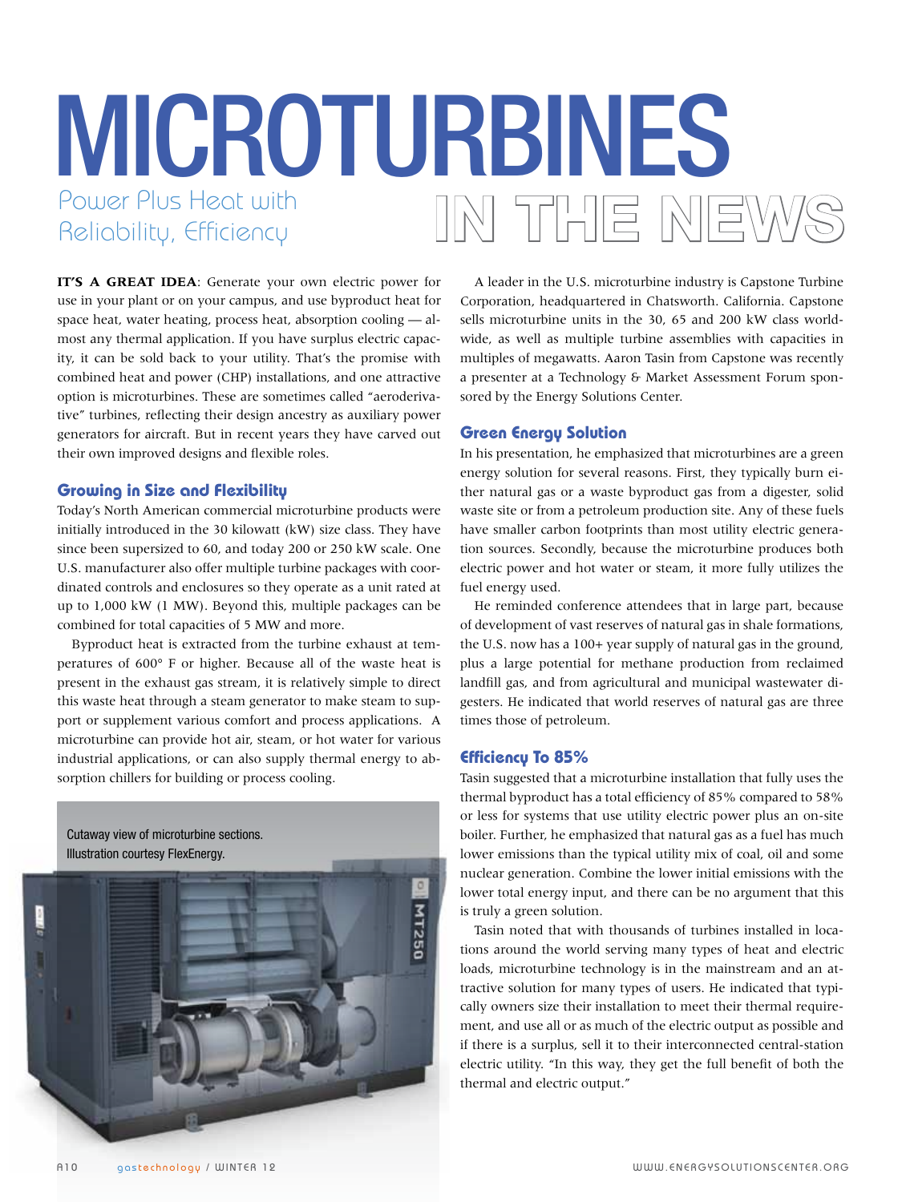# MICROTURBINES IN THE NEWS

## Power Plus Heat with Reliability, Efficiency

**IT'S A GREAT IDEA**: Generate your own electric power for use in your plant or on your campus, and use byproduct heat for space heat, water heating, process heat, absorption cooling — almost any thermal application. If you have surplus electric capacity, it can be sold back to your utility. That's the promise with combined heat and power (CHP) installations, and one attractive option is microturbines. These are sometimes called "aeroderivative" turbines, reflecting their design ancestry as auxiliary power generators for aircraft. But in recent years they have carved out their own improved designs and flexible roles.

### Growing in Size and Flexibility

Today's North American commercial microturbine products were initially introduced in the 30 kilowatt (kW) size class. They have since been supersized to 60, and today 200 or 250 kW scale. One U.S. manufacturer also offer multiple turbine packages with coordinated controls and enclosures so they operate as a unit rated at up to 1,000 kW (1 MW). Beyond this, multiple packages can be combined for total capacities of 5 MW and more.

Byproduct heat is extracted from the turbine exhaust at temperatures of 600° F or higher. Because all of the waste heat is present in the exhaust gas stream, it is relatively simple to direct this waste heat through a steam generator to make steam to support or supplement various comfort and process applications. A microturbine can provide hot air, steam, or hot water for various industrial applications, or can also supply thermal energy to absorption chillers for building or process cooling.

Cutaway view of microturbine sections. Illustration courtesy FlexEnergy.

A leader in the U.S. microturbine industry is Capstone Turbine Corporation, headquartered in Chatsworth. California. Capstone sells microturbine units in the 30, 65 and 200 kW class worldwide, as well as multiple turbine assemblies with capacities in multiples of megawatts. Aaron Tasin from Capstone was recently a presenter at a Technology & Market Assessment Forum sponsored by the Energy Solutions Center.

### Green Energy Solution

In his presentation, he emphasized that microturbines are a green energy solution for several reasons. First, they typically burn either natural gas or a waste byproduct gas from a digester, solid waste site or from a petroleum production site. Any of these fuels have smaller carbon footprints than most utility electric generation sources. Secondly, because the microturbine produces both electric power and hot water or steam, it more fully utilizes the fuel energy used.

He reminded conference attendees that in large part, because of development of vast reserves of natural gas in shale formations, the U.S. now has a 100+ year supply of natural gas in the ground, plus a large potential for methane production from reclaimed landfill gas, and from agricultural and municipal wastewater digesters. He indicated that world reserves of natural gas are three times those of petroleum.

### Efficiency To 85%

Tasin suggested that a microturbine installation that fully uses the thermal byproduct has a total efficiency of 85% compared to 58% or less for systems that use utility electric power plus an on-site boiler. Further, he emphasized that natural gas as a fuel has much lower emissions than the typical utility mix of coal, oil and some nuclear generation. Combine the lower initial emissions with the lower total energy input, and there can be no argument that this is truly a green solution.

Tasin noted that with thousands of turbines installed in locations around the world serving many types of heat and electric loads, microturbine technology is in the mainstream and an attractive solution for many types of users. He indicated that typically owners size their installation to meet their thermal requirement, and use all or as much of the electric output as possible and if there is a surplus, sell it to their interconnected central-station electric utility. "In this way, they get the full benefit of both the thermal and electric output."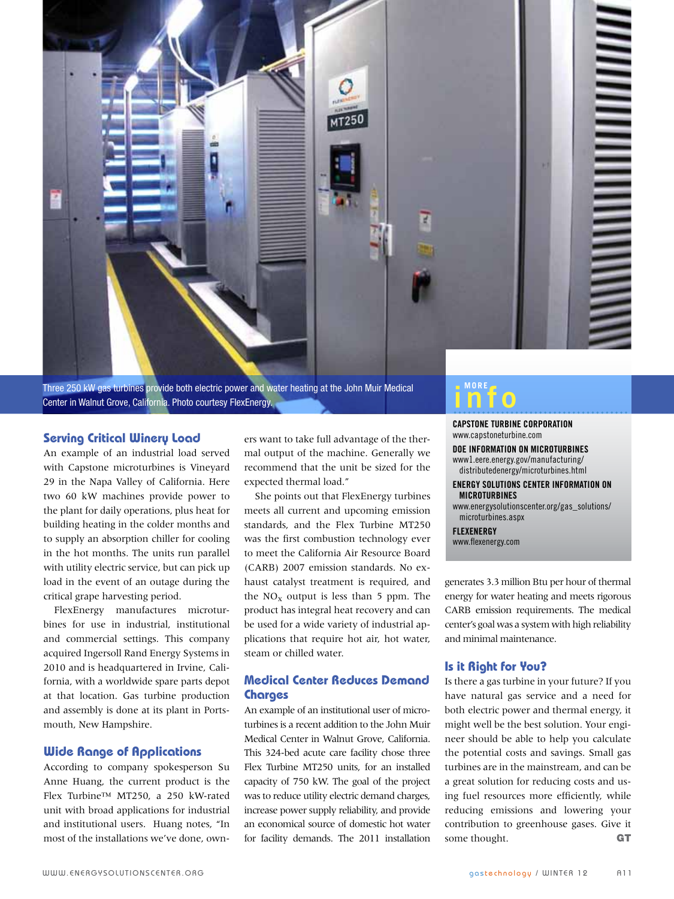Three 250 kW gas turbines provide both electric power and water heating at the John Muir Medical Center in Walnut Grove, California. Photo courtesy FlexEnergy.

### Serving Critical Winery Load

An example of an industrial load served with Capstone microturbines is Vineyard 29 in the Napa Valley of California. Here two 60 kW machines provide power to the plant for daily operations, plus heat for building heating in the colder months and to supply an absorption chiller for cooling in the hot months. The units run parallel with utility electric service, but can pick up load in the event of an outage during the critical grape harvesting period.

FlexEnergy manufactures microturbines for use in industrial, institutional and commercial settings. This company acquired Ingersoll Rand Energy Systems in 2010 and is headquartered in Irvine, California, with a worldwide spare parts depot at that location. Gas turbine production and assembly is done at its plant in Portsmouth, New Hampshire.

### Wide Range of Applications

According to company spokesperson Su Anne Huang, the current product is the Flex Turbine™ MT250, a 250 kW-rated unit with broad applications for industrial and institutional users. Huang notes, "In most of the installations we've done, owners want to take full advantage of the thermal output of the machine. Generally we recommend that the unit be sized for the expected thermal load."

She points out that FlexEnergy turbines meets all current and upcoming emission standards, and the Flex Turbine MT250 was the first combustion technology ever to meet the California Air Resource Board (CARB) 2007 emission standards. No exhaust catalyst treatment is required, and the $NO_x$ output is less than 5 ppm. The product has integral heat recovery and can be used for a wide variety of industrial applications that require hot air, hot water, steam or chilled water.

### Medical Center Reduces Demand Charges

An example of an institutional user of microturbines is a recent addition to the John Muir Medical Center in Walnut Grove, California. This 324-bed acute care facility chose three Flex Turbine MT250 units, for an installed capacity of 750 kW. The goal of the project was to reduce utility electric demand charges, increase power supply reliability, and provide an economical source of domestic hot water for facility demands. The 2011 installation generates 3.3 million Btu per hour of thermal energy for water heating and meets rigorous CARB emission requirements. The medical center's goal was a system with high reliability and minimal maintenance.

### Is it Right for You?

Is there a gas turbine in your future? If you have natural gas service and a need for both electric power and thermal energy, it might well be the best solution. Your engineer should be able to help you calculate the potential costs and savings. Small gas turbines are in the mainstream, and can be a great solution for reducing costs and using fuel resources more efficiently, while reducing emissions and lowering your contribution to greenhouse gases. Give it some thought. **GT**

---

**MORE info**

**CAPSTONE TURBINE CORPORATION**
www.capstoneturbine.com

**DOE INFORMATION ON MICROTURBINES**
www1.eere.energy.gov/manufacturing/distributedenergy/microturbines.html

**ENERGY SOLUTIONS CENTER INFORMATION ON MICROTURBINES**
www.energysolutionscenter.org/gas_solutions/microturbines.aspx

**FLEXENERGY**
www.flexenergy.com